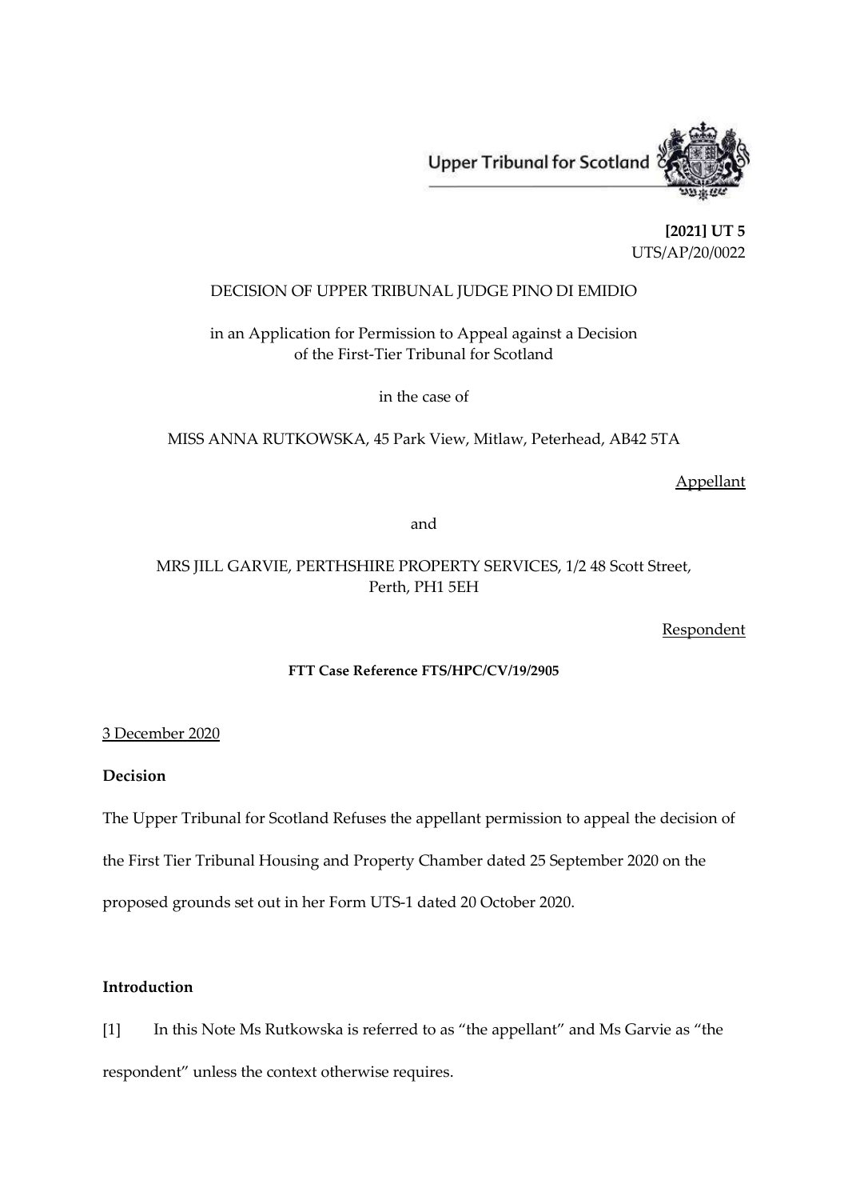Upper Tribunal for Scotland

**[2021] UT 5**
UTS/AP/20/0022

DECISION OF UPPER TRIBUNAL JUDGE PINO DI EMIDIO

in an Application for Permission to Appeal against a Decision of the First-Tier Tribunal for Scotland

in the case of

MISS ANNA RUTKOWSKA, 45 Park View, Mitlaw, Peterhead, AB42 5TA

Appellant

and

MRS JILL GARVIE, PERTHSHIRE PROPERTY SERVICES, 1/2 48 Scott Street, Perth, PH1 5EH

Respondent

**FTT Case Reference FTS/HPC/CV/19/2905**

3 December 2020

**Decision**

The Upper Tribunal for Scotland Refuses the appellant permission to appeal the decision of the First Tier Tribunal Housing and Property Chamber dated 25 September 2020 on the proposed grounds set out in her Form UTS-1 dated 20 October 2020.

**Introduction**

[1] In this Note Ms Rutkowska is referred to as "the appellant" and Ms Garvie as "the respondent" unless the context otherwise requires.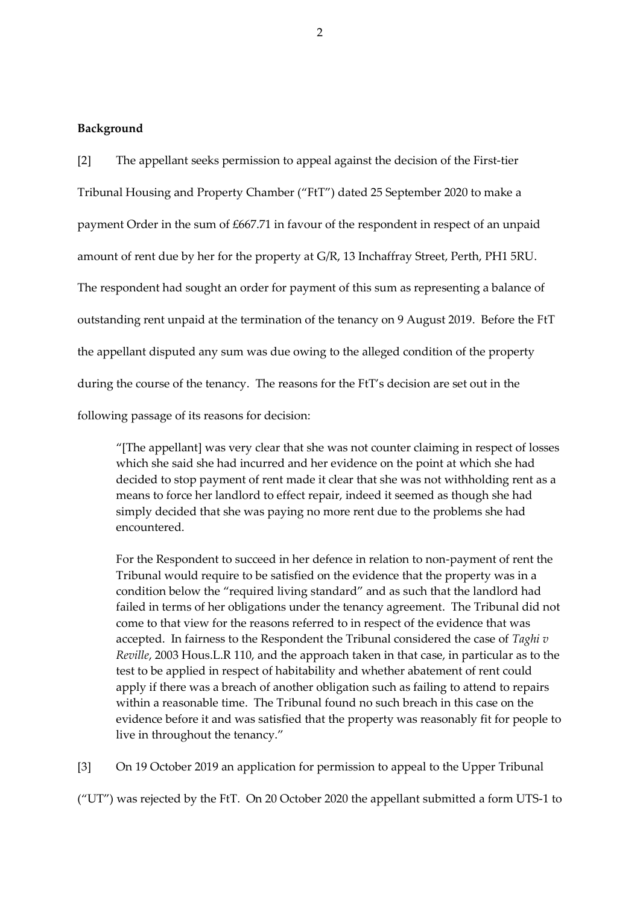## Background

[2] The appellant seeks permission to appeal against the decision of the First-tier Tribunal Housing and Property Chamber ("FtT") dated 25 September 2020 to make a payment Order in the sum of £667.71 in favour of the respondent in respect of an unpaid amount of rent due by her for the property at G/R, 13 Inchaffray Street, Perth, PH1 5RU. The respondent had sought an order for payment of this sum as representing a balance of outstanding rent unpaid at the termination of the tenancy on 9 August 2019. Before the FtT the appellant disputed any sum was due owing to the alleged condition of the property during the course of the tenancy. The reasons for the FtT's decision are set out in the following passage of its reasons for decision:

> "[The appellant] was very clear that she was not counter claiming in respect of losses which she said she had incurred and her evidence on the point at which she had decided to stop payment of rent made it clear that she was not withholding rent as a means to force her landlord to effect repair, indeed it seemed as though she had simply decided that she was paying no more rent due to the problems she had encountered.
>
> For the Respondent to succeed in her defence in relation to non-payment of rent the Tribunal would require to be satisfied on the evidence that the property was in a condition below the "required living standard" and as such that the landlord had failed in terms of her obligations under the tenancy agreement. The Tribunal did not come to that view for the reasons referred to in respect of the evidence that was accepted. In fairness to the Respondent the Tribunal considered the case of *Taghi v Reville*, 2003 Hous.L.R 110, and the approach taken in that case, in particular as to the test to be applied in respect of habitability and whether abatement of rent could apply if there was a breach of another obligation such as failing to attend to repairs within a reasonable time. The Tribunal found no such breach in this case on the evidence before it and was satisfied that the property was reasonably fit for people to live in throughout the tenancy."

[3] On 19 October 2019 an application for permission to appeal to the Upper Tribunal ("UT") was rejected by the FtT. On 20 October 2020 the appellant submitted a form UTS-1 to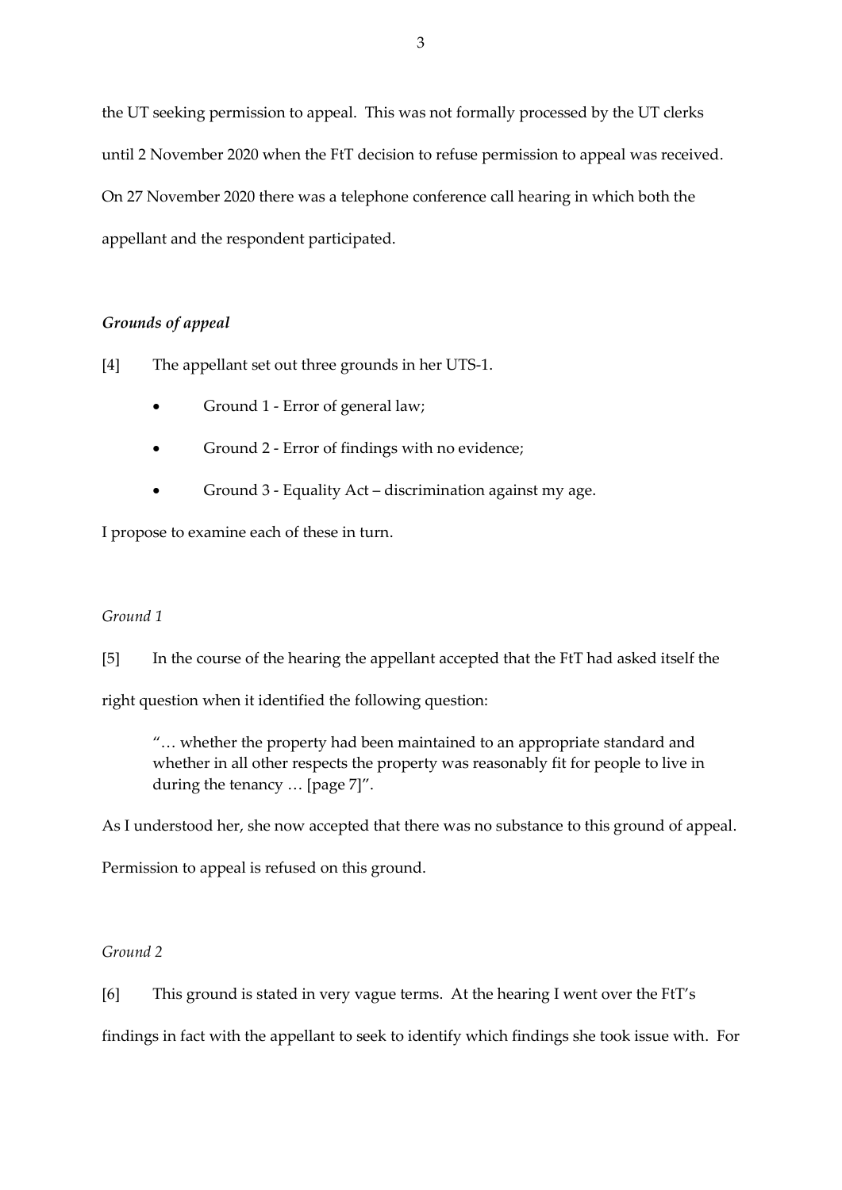the UT seeking permission to appeal. This was not formally processed by the UT clerks until 2 November 2020 when the FtT decision to refuse permission to appeal was received. On 27 November 2020 there was a telephone conference call hearing in which both the appellant and the respondent participated.

### *Grounds of appeal*

[4] The appellant set out three grounds in her UTS-1.

- Ground 1 - Error of general law;
- Ground 2 - Error of findings with no evidence;
- Ground 3 - Equality Act – discrimination against my age.

I propose to examine each of these in turn.

#### *Ground 1*

[5] In the course of the hearing the appellant accepted that the FtT had asked itself the right question when it identified the following question:

> "… whether the property had been maintained to an appropriate standard and whether in all other respects the property was reasonably fit for people to live in during the tenancy … [page 7]".

As I understood her, she now accepted that there was no substance to this ground of appeal. Permission to appeal is refused on this ground.

#### *Ground 2*

[6] This ground is stated in very vague terms. At the hearing I went over the FtT's findings in fact with the appellant to seek to identify which findings she took issue with. For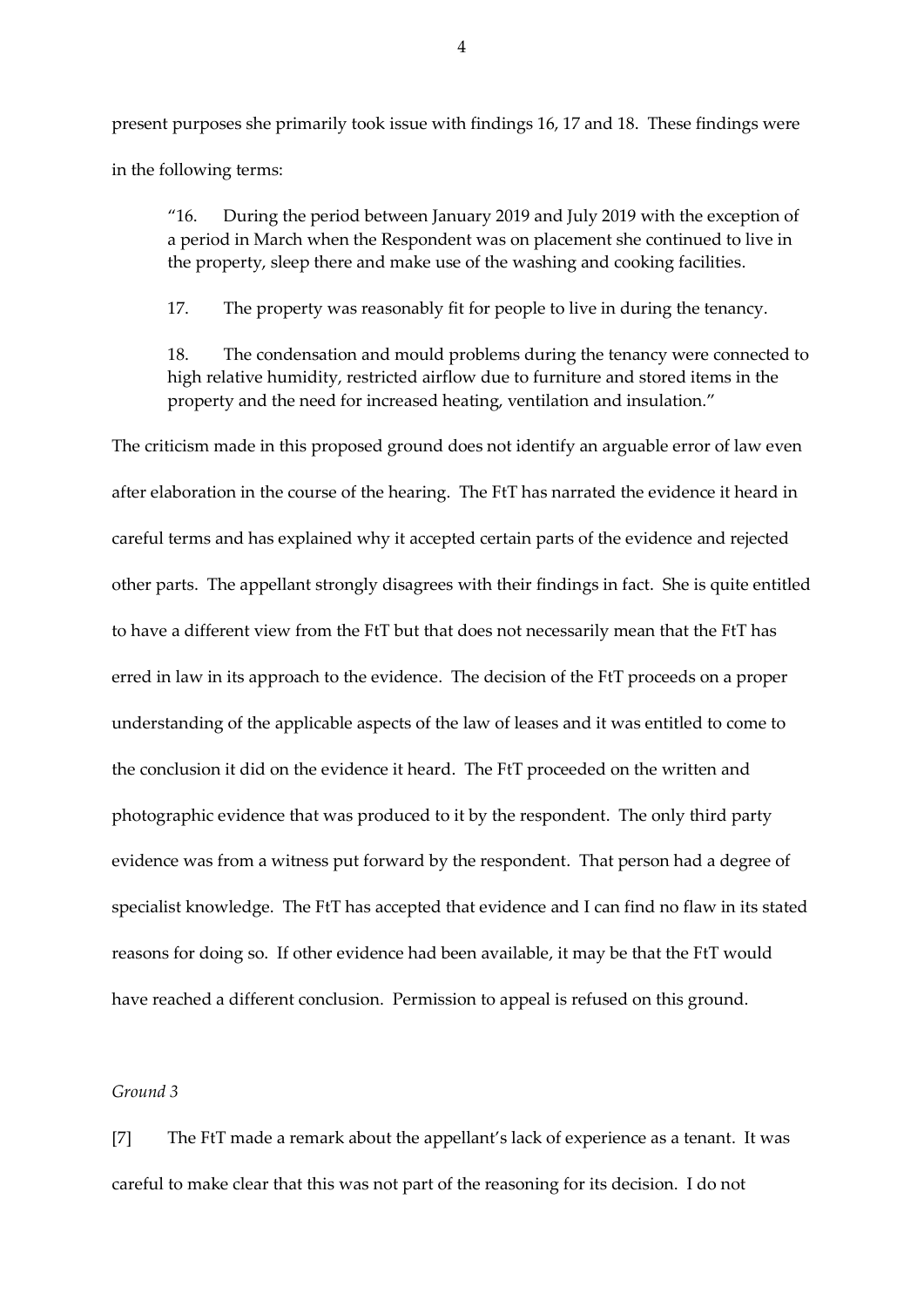present purposes she primarily took issue with findings 16, 17 and 18. These findings were in the following terms:

> "16. During the period between January 2019 and July 2019 with the exception of a period in March when the Respondent was on placement she continued to live in the property, sleep there and make use of the washing and cooking facilities.
>
> 17. The property was reasonably fit for people to live in during the tenancy.
>
> 18. The condensation and mould problems during the tenancy were connected to high relative humidity, restricted airflow due to furniture and stored items in the property and the need for increased heating, ventilation and insulation."

The criticism made in this proposed ground does not identify an arguable error of law even after elaboration in the course of the hearing. The FtT has narrated the evidence it heard in careful terms and has explained why it accepted certain parts of the evidence and rejected other parts. The appellant strongly disagrees with their findings in fact. She is quite entitled to have a different view from the FtT but that does not necessarily mean that the FtT has erred in law in its approach to the evidence. The decision of the FtT proceeds on a proper understanding of the applicable aspects of the law of leases and it was entitled to come to the conclusion it did on the evidence it heard. The FtT proceeded on the written and photographic evidence that was produced to it by the respondent. The only third party evidence was from a witness put forward by the respondent. That person had a degree of specialist knowledge. The FtT has accepted that evidence and I can find no flaw in its stated reasons for doing so. If other evidence had been available, it may be that the FtT would have reached a different conclusion. Permission to appeal is refused on this ground.

*Ground 3*

[7] The FtT made a remark about the appellant's lack of experience as a tenant. It was careful to make clear that this was not part of the reasoning for its decision. I do not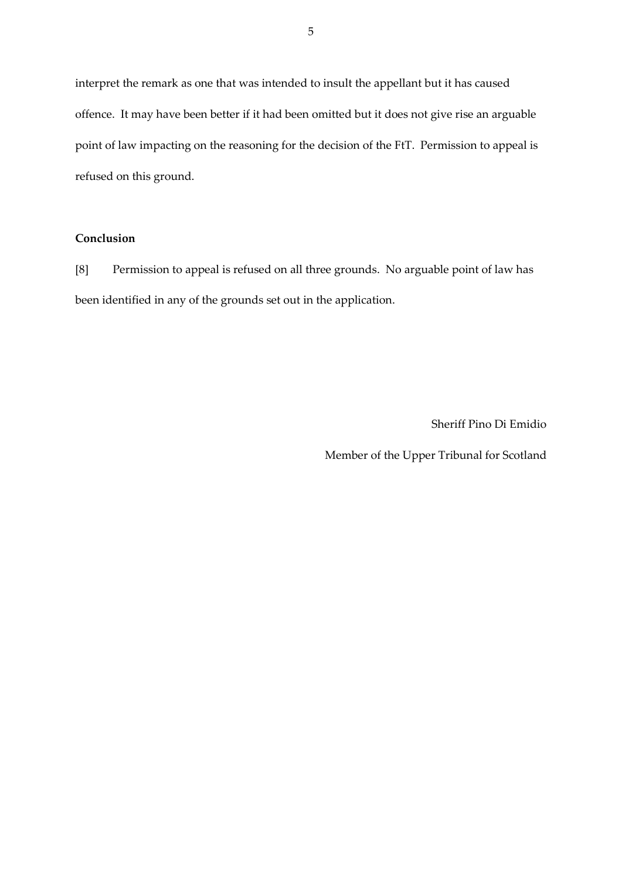interpret the remark as one that was intended to insult the appellant but it has caused offence. It may have been better if it had been omitted but it does not give rise an arguable point of law impacting on the reasoning for the decision of the FtT. Permission to appeal is refused on this ground.

**Conclusion**

[8] Permission to appeal is refused on all three grounds. No arguable point of law has been identified in any of the grounds set out in the application.

Sheriff Pino Di Emidio

Member of the Upper Tribunal for Scotland